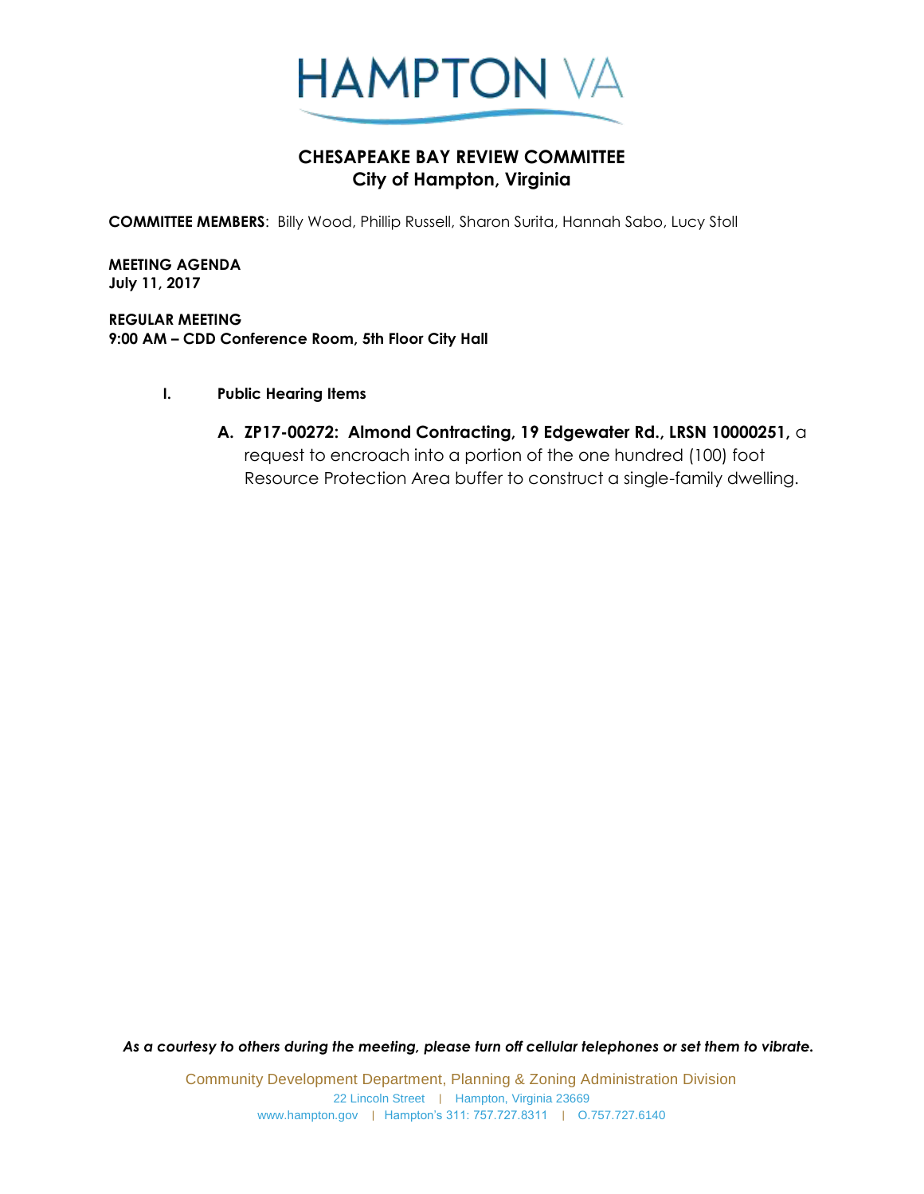HAMPTON VA

# CHESAPEAKE BAY REVIEW COMMITTEE
## City of Hampton, Virginia

**COMMITTEE MEMBERS**: Billy Wood, Phillip Russell, Sharon Surita, Hannah Sabo, Lucy Stoll

**MEETING AGENDA**
**July 11, 2017**

**REGULAR MEETING**
**9:00 AM – CDD Conference Room, 5th Floor City Hall**

I. **Public Hearing Items**

   A. **ZP17-00272: Almond Contracting, 19 Edgewater Rd., LRSN 10000251,** a request to encroach into a portion of the one hundred (100) foot Resource Protection Area buffer to construct a single-family dwelling.

***As a courtesy to others during the meeting, please turn off cellular telephones or set them to vibrate.***

Community Development Department, Planning & Zoning Administration Division
22 Lincoln Street | Hampton, Virginia 23669
www.hampton.gov | Hampton's 311: 757.727.8311 | O.757.727.6140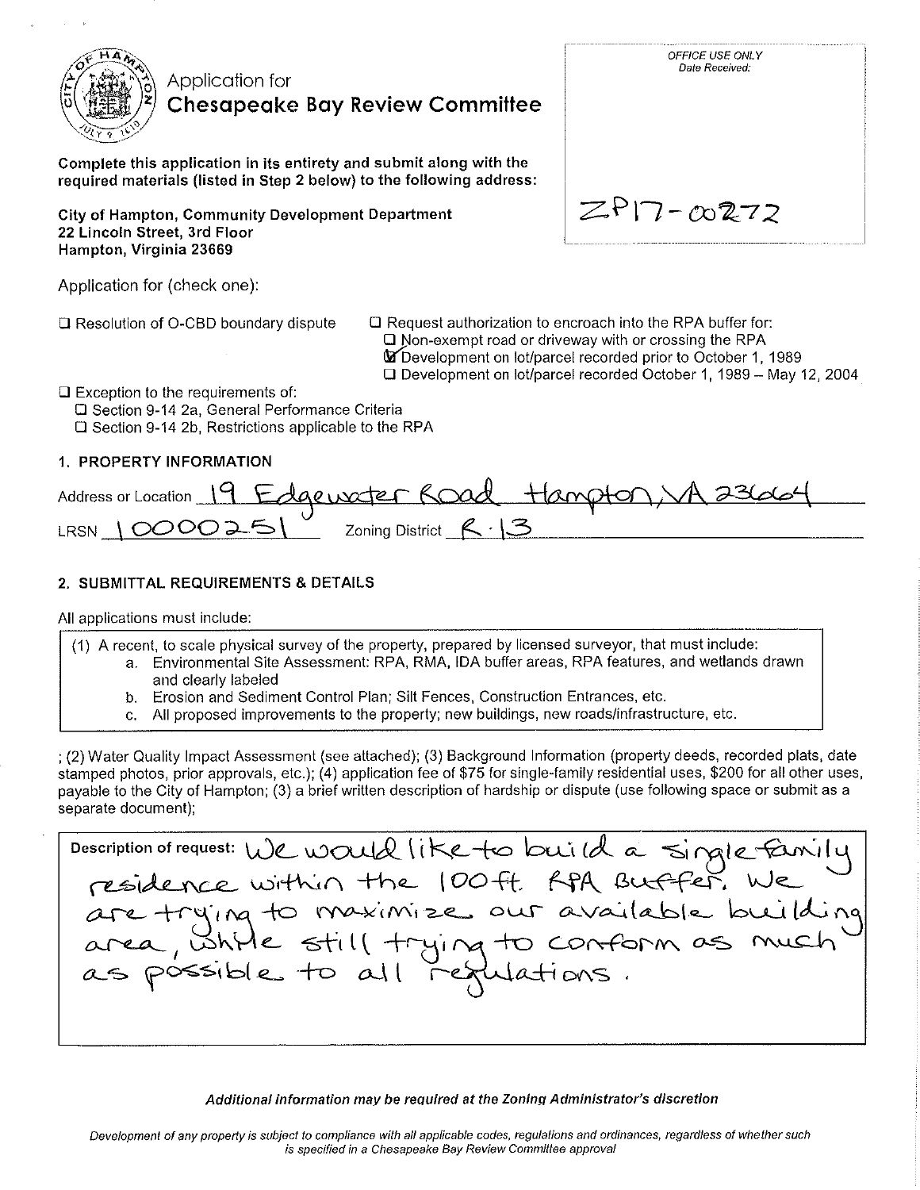# Application for Chesapeake Bay Review Committee

OFFICE USE ONLY
Date Received:

ZP17-00272

**Complete this application in its entirety and submit along with the required materials (listed in Step 2 below) to the following address:**

**City of Hampton, Community Development Department**
**22 Lincoln Street, 3rd Floor**
**Hampton, Virginia 23669**

Application for (check one):

- ☐ Resolution of O-CBD boundary dispute
- ☐ Request authorization to encroach into the RPA buffer for:
  - ☐ Non-exempt road or driveway with or crossing the RPA
  - ☑ Development on lot/parcel recorded prior to October 1, 1989
  - ☐ Development on lot/parcel recorded October 1, 1989 – May 12, 2004
- ☐ Exception to the requirements of:
  - ☐ Section 9-14 2a, General Performance Criteria
  - ☐ Section 9-14 2b, Restrictions applicable to the RPA

## 1. PROPERTY INFORMATION

Address or Location 19 Edgewater Road Hampton, VA 23664

LRSN 10000251 Zoning District R-13

## 2. SUBMITTAL REQUIREMENTS & DETAILS

All applications must include:

(1) A recent, to scale physical survey of the property, prepared by licensed surveyor, that must include:
   a. Environmental Site Assessment: RPA, RMA, IDA buffer areas, RPA features, and wetlands drawn and clearly labeled
   b. Erosion and Sediment Control Plan; Silt Fences, Construction Entrances, etc.
   c. All proposed improvements to the property; new buildings, new roads/infrastructure, etc.

; (2) Water Quality Impact Assessment (see attached); (3) Background Information (property deeds, recorded plats, date stamped photos, prior approvals, etc.); (4) application fee of $75 for single-family residential uses, $200 for all other uses, payable to the City of Hampton; (3) a brief written description of hardship or dispute (use following space or submit as a separate document);

**Description of request:** We would like to build a single-family residence within the 100 ft. RPA Buffer. We are trying to maximize our available building area, while still trying to conform as much as possible to all regulations.

***Additional information may be required at the Zoning Administrator's discretion***

*Development of any property is subject to compliance with all applicable codes, regulations and ordinances, regardless of whether such is specified in a Chesapeake Bay Review Committee approval*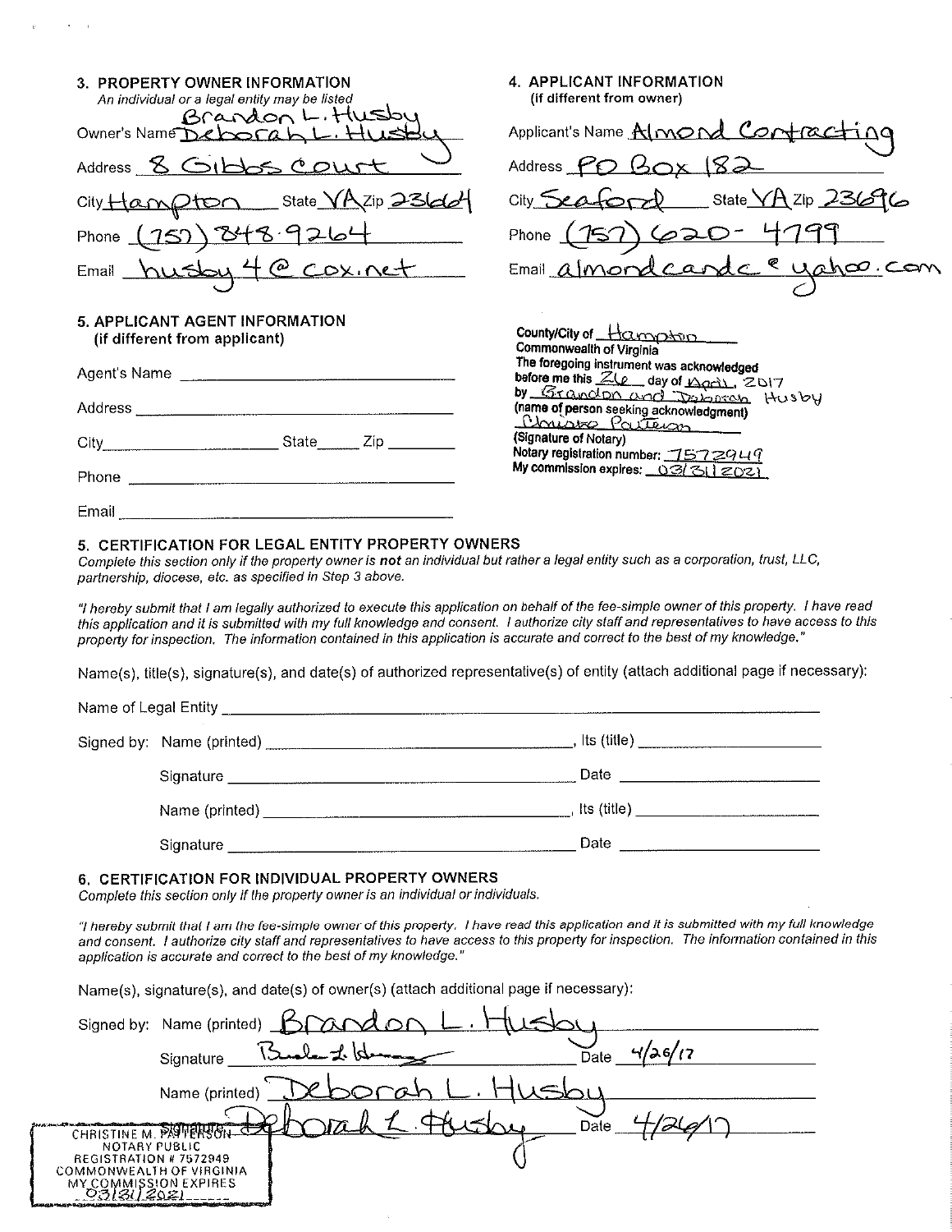## 3. PROPERTY OWNER INFORMATION

*An individual or a legal entity may be listed*

Owner's Name Brandon L. Husby / Deborah L. Husby

Address 8 Gibbs Court

City Hampton State VA Zip 23664

Phone (757) 848-9264

Email husby4@cox.net

## 4. APPLICANT INFORMATION

(if different from owner)

Applicant's Name Almond Contracting

Address PO Box 182

City Seaford State VA Zip 23696

Phone (757) 620-4799

Email almondcandc@yahoo.com

## 5. APPLICANT AGENT INFORMATION

(if different from applicant)

Agent's Name ______________________

Address ______________________

City ______________ State ______ Zip ________

Phone ______________________

Email ______________________

County/City of Hampton
Commonwealth of Virginia
The foregoing instrument was acknowledged before me this 26 day of April, 2017
by Brandon and Deborah Husby
(name of person seeking acknowledgment)
Christine Patterson
(Signature of Notary)
Notary registration number: 7572949
My commission expires: 03/31/2021

## 5. CERTIFICATION FOR LEGAL ENTITY PROPERTY OWNERS

*Complete this section only if the property owner is **not** an individual but rather a legal entity such as a corporation, trust, LLC, partnership, diocese, etc. as specified in Step 3 above.*

*"I hereby submit that I am legally authorized to execute this application on behalf of the fee-simple owner of this property. I have read this application and it is submitted with my full knowledge and consent. I authorize city staff and representatives to have access to this property for inspection. The information contained in this application is accurate and correct to the best of my knowledge."*

Name(s), title(s), signature(s), and date(s) of authorized representative(s) of entity (attach additional page if necessary):

Name of Legal Entity ______________________

Signed by: Name (printed) ______________________, Its (title) ______________

Signature ______________________ Date ______________

Name (printed) ______________________, Its (title) ______________

Signature ______________________ Date ______________

## 6. CERTIFICATION FOR INDIVIDUAL PROPERTY OWNERS

*Complete this section only if the property owner is an individual or individuals.*

*"I hereby submit that I am the fee-simple owner of this property. I have read this application and it is submitted with my full knowledge and consent. I authorize city staff and representatives to have access to this property for inspection. The information contained in this application is accurate and correct to the best of my knowledge."*

Name(s), signature(s), and date(s) of owner(s) (attach additional page if necessary):

Signed by: Name (printed) Brandon L. Husby

Signature [signature] Date 4/26/17

Name (printed) Deborah L. Husby

Signature Deborah L. Husby Date 4/26/17

CHRISTINE M. PATTERSON
NOTARY PUBLIC
REGISTRATION # 7572949
COMMONWEALTH OF VIRGINIA
MY COMMISSION EXPIRES
03/31/2021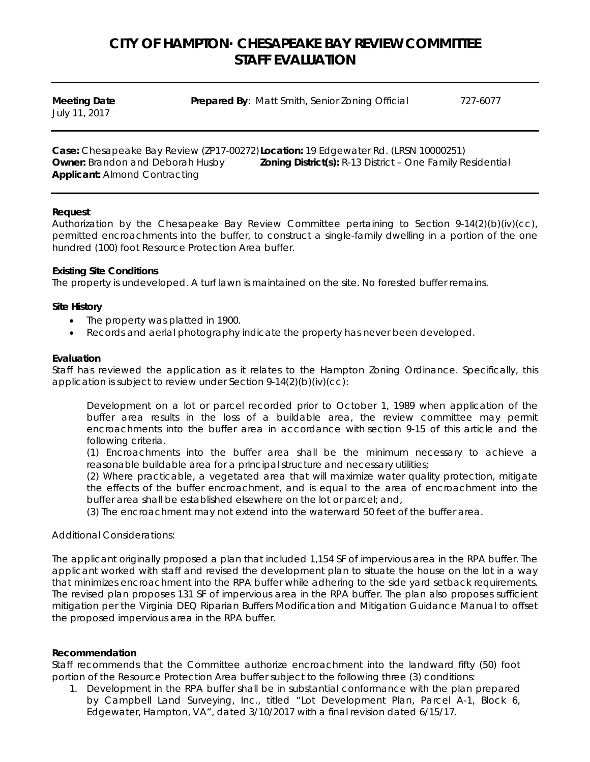# CITY OF HAMPTON· CHESAPEAKE BAY REVIEW COMMITTEE STAFF EVALUATION

**Meeting Date**
July 11, 2017

**Prepared By**: Matt Smith, Senior Zoning Official 727-6077

**Case:** Chesapeake Bay Review (ZP17-00272)
**Owner:** Brandon and Deborah Husby
**Applicant:** Almond Contracting

**Location:** 19 Edgewater Rd. (LRSN 10000251)
**Zoning District(s):** R-13 District – One Family Residential

**Request**

Authorization by the Chesapeake Bay Review Committee pertaining to Section 9-14(2)(b)(iv)(cc), permitted encroachments into the buffer, to construct a single-family dwelling in a portion of the one hundred (100) foot Resource Protection Area buffer.

**Existing Site Conditions**

The property is undeveloped. A turf lawn is maintained on the site. No forested buffer remains.

**Site History**

- The property was platted in 1900.
- Records and aerial photography indicate the property has never been developed.

**Evaluation**

Staff has reviewed the application as it relates to the Hampton Zoning Ordinance. Specifically, this application is subject to review under Section 9-14(2)(b)(iv)(cc):

> Development on a lot or parcel recorded prior to October 1, 1989 when application of the buffer area results in the loss of a buildable area, the review committee may permit encroachments into the buffer area in accordance with section 9-15 of this article and the following criteria.
>
> (1) Encroachments into the buffer area shall be the minimum necessary to achieve a reasonable buildable area for a principal structure and necessary utilities;
>
> (2) Where practicable, a vegetated area that will maximize water quality protection, mitigate the effects of the buffer encroachment, and is equal to the area of encroachment into the buffer area shall be established elsewhere on the lot or parcel; and,
>
> (3) The encroachment may not extend into the waterward 50 feet of the buffer area.

Additional Considerations:

The applicant originally proposed a plan that included 1,154 SF of impervious area in the RPA buffer. The applicant worked with staff and revised the development plan to situate the house on the lot in a way that minimizes encroachment into the RPA buffer while adhering to the side yard setback requirements. The revised plan proposes 131 SF of impervious area in the RPA buffer. The plan also proposes sufficient mitigation per the Virginia DEQ Riparian Buffers Modification and Mitigation Guidance Manual to offset the proposed impervious area in the RPA buffer.

**Recommendation**

Staff recommends that the Committee authorize encroachment into the landward fifty (50) foot portion of the Resource Protection Area buffer subject to the following three (3) conditions:

1. Development in the RPA buffer shall be in substantial conformance with the plan prepared by Campbell Land Surveying, Inc., titled "Lot Development Plan, Parcel A-1, Block 6, Edgewater, Hampton, VA", dated 3/10/2017 with a final revision dated 6/15/17.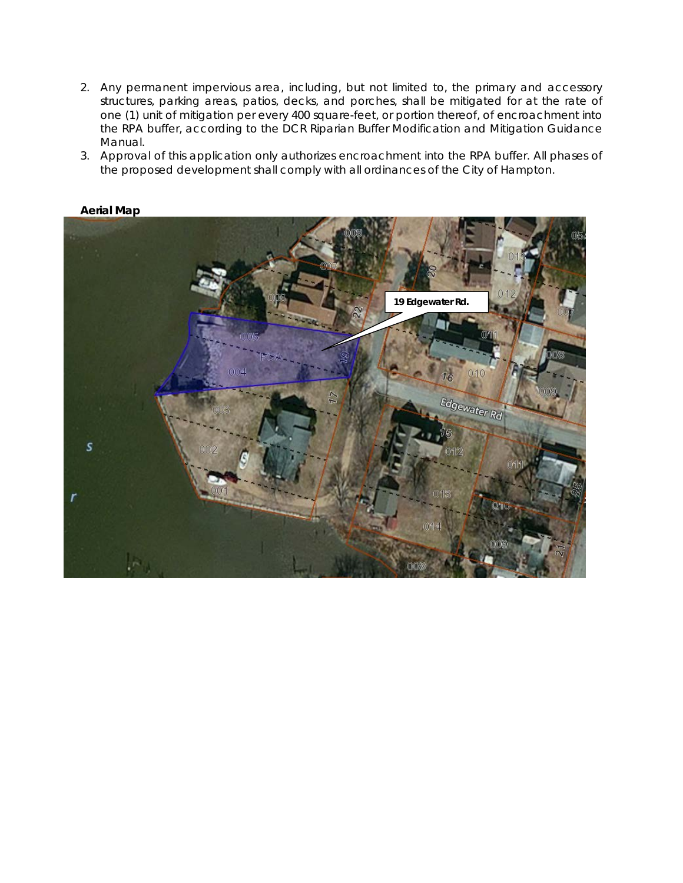2. Any permanent impervious area, including, but not limited to, the primary and accessory structures, parking areas, patios, decks, and porches, shall be mitigated for at the rate of one (1) unit of mitigation per every 400 square-feet, or portion thereof, of encroachment into the RPA buffer, according to the DCR Riparian Buffer Modification and Mitigation Guidance Manual.
3. Approval of this application only authorizes encroachment into the RPA buffer. All phases of the proposed development shall comply with all ordinances of the City of Hampton.

**Aerial Map**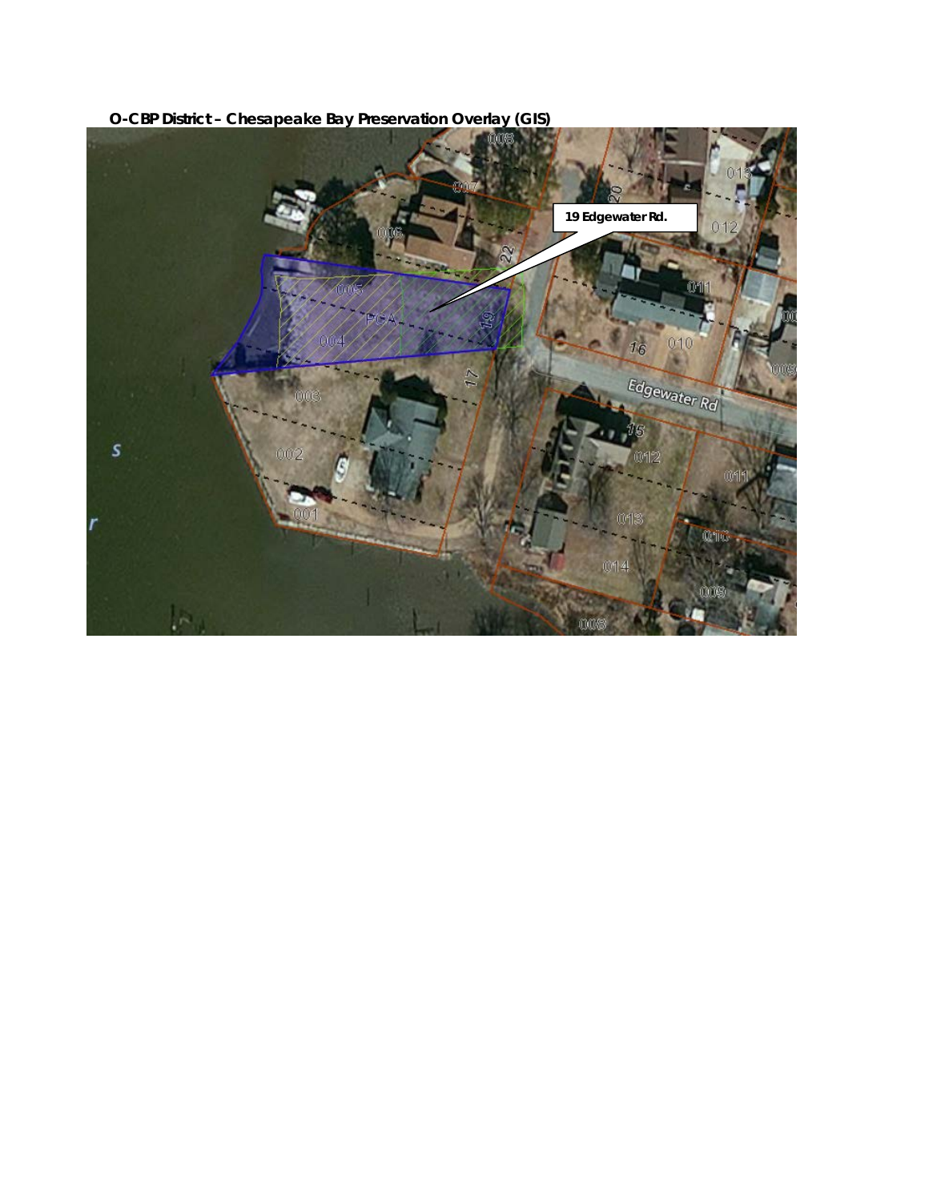**O-CBP District – Chesapeake Bay Preservation Overlay (GIS)**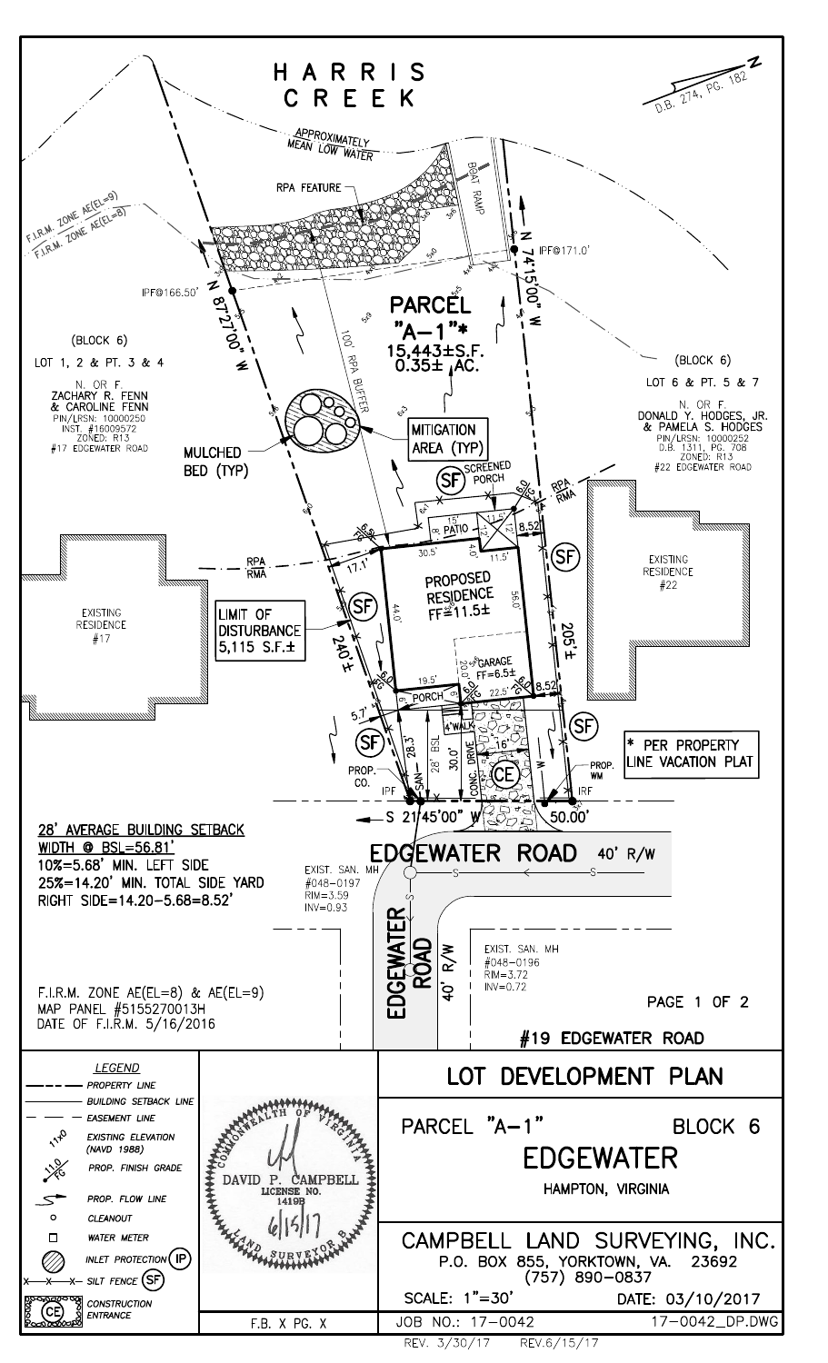# HARRIS CREEK

D.B. 274, PG. 182

APPROXIMATELY MEAN LOW WATER

RPA FEATURE

BOAT RAMP

F.I.R.M. ZONE AE(EL=9)
F.I.R.M. ZONE AE(EL=8)

IPF@166.50'

IPF@171.0'

N 87°27'00" W

N 74°15'00" W

100' RPA BUFFER

**PARCEL "A-1"***
**15,443±S.F.**
**0.35± AC.**

(BLOCK 6)
LOT 1, 2 & PT. 3 & 4

N. OR F.
ZACHARY R. FENN & CAROLINE FENN
PIN/LRSN: 10000250
INST. #16009572
ZONED: R13
#17 EDGEWATER ROAD

(BLOCK 6)
LOT 6 & PT. 5 & 7

N. OR F.
DONALD Y. HODGES, JR. & PAMELA S. HODGES
PIN/LRSN: 10000252
D.B. 1311, PG. 708
ZONED: R13
#22 EDGEWATER ROAD

MULCHED BED (TYP)

MITIGATION AREA (TYP)

SCREENED PORCH

PATIO

RPA / RMA

EXISTING RESIDENCE #17

EXISTING RESIDENCE #22

PROPOSED RESIDENCE FF=11.5±

LIMIT OF DISTURBANCE 5,115 S.F.±

240'±

205'±

GARAGE FF=6.5±

PORCH

4' WALK

28' BSL

CONC. DRIVE

PROP. CO.

PROP. WM

IPF

IRF

S 21°45'00" W

50.00'

* PER PROPERTY LINE VACATION PLAT

**28' AVERAGE BUILDING SETBACK**
**WIDTH @ BSL=56.81'**
**10%=5.68' MIN. LEFT SIDE**
**25%=14.20' MIN. TOTAL SIDE YARD**
**RIGHT SIDE=14.20-5.68=8.52'**

EDGEWATER ROAD 40' R/W

EXIST. SAN. MH
#048-0197
RIM=3.59
INV=0.93

EXIST. SAN. MH
#048-0196
RIM=3.72
INV=0.72

EDGEWATER ROAD 40' R/W

F.I.R.M. ZONE AE(EL=8) & AE(EL=9)
MAP PANEL #5155270013H
DATE OF F.I.R.M. 5/16/2016

#19 EDGEWATER ROAD

| LEGEND | |
|---|---|
| PROPERTY LINE | |
| BUILDING SETBACK LINE | |
| EASEMENT LINE | |
| EXISTING ELEVATION (NAVD 1988) | |
| PROP. FINISH GRADE | |
| PROP. FLOW LINE | |
| CLEANOUT | |
| WATER METER | |
| INLET PROTECTION | (IP) |
| SILT FENCE | (SF) |
| CONSTRUCTION ENTRANCE | (CE) |

COMMONWEALTH OF VIRGINIA
DAVID P. CAMPBELL
LICENSE NO. 1419B
6/15/17
LAND SURVEYOR

F.B. X PG. X

## LOT DEVELOPMENT PLAN

PARCEL "A-1" BLOCK 6

### EDGEWATER

HAMPTON, VIRGINIA

CAMPBELL LAND SURVEYING, INC.
P.O. BOX 855, YORKTOWN, VA. 23692
(757) 890-0837

SCALE: 1"=30' DATE: 03/10/2017

JOB NO.: 17-0042 17-0042_DP.DWG

REV. 3/30/17 REV.6/15/17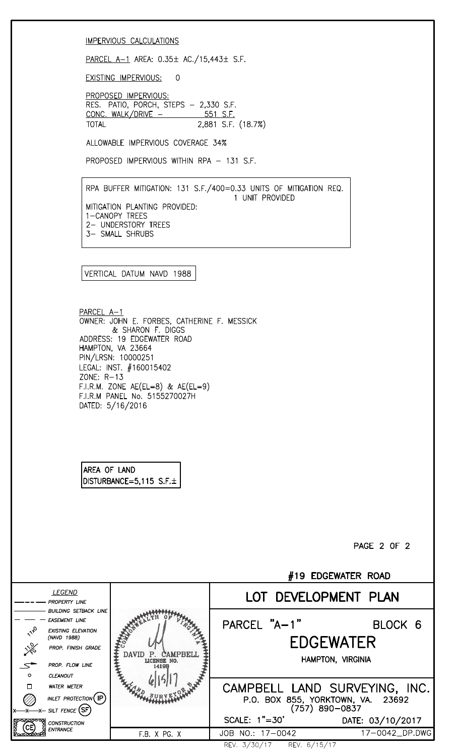## IMPERVIOUS CALCULATIONS

PARCEL A-1 AREA: 0.35± AC./15,443± S.F.

EXISTING IMPERVIOUS: 0

PROPOSED IMPERVIOUS:
RES. PATIO, PORCH, STEPS – 2,330 S.F.
CONC. WALK/DRIVE – 551 S.F.
TOTAL 2,881 S.F. (18.7%)

ALLOWABLE IMPERVIOUS COVERAGE 34%

PROPOSED IMPERVIOUS WITHIN RPA – 131 S.F.

RPA BUFFER MITIGATION: 131 S.F./400=0.33 UNITS OF MITIGATION REQ.
1 UNIT PROVIDED

MITIGATION PLANTING PROVIDED:
1–CANOPY TREES
2– UNDERSTORY TREES
3– SMALL SHRUBS

VERTICAL DATUM NAVD 1988

PARCEL A-1
OWNER: JOHN E. FORBES, CATHERINE F. MESSICK & SHARON F. DIGGS
ADDRESS: 19 EDGEWATER ROAD
HAMPTON, VA 23664
PIN/LRSN: 10000251
LEGAL: INST. #160015402
ZONE: R-13
F.I.R.M. ZONE AE(EL=8) & AE(EL=9)
F.I.R.M PANEL No. 5155270027H
DATED: 5/16/2016

AREA OF LAND DISTURBANCE=5,115 S.F.±

#19 EDGEWATER ROAD

### LEGEND

- PROPERTY LINE
- BUILDING SETBACK LINE
- EASEMENT LINE
- 11.0 EXISTING ELEVATION (NAVD 1988)
- 11.0 FG PROP. FINISH GRADE
- PROP. FLOW LINE
- CLEANOUT
- WATER METER
- INLET PROTECTION (IP)
- SILT FENCE (SF)
- (CE) CONSTRUCTION ENTRANCE

COMMONWEALTH OF VIRGINIA
DAVID P. CAMPBELL
LICENSE NO. 1419B
6/15/17
LAND SURVEYOR

F.B. X PG. X

# LOT DEVELOPMENT PLAN

PARCEL "A-1" BLOCK 6

## EDGEWATER

HAMPTON, VIRGINIA

CAMPBELL LAND SURVEYING, INC.
P.O. BOX 855, YORKTOWN, VA. 23692
(757) 890-0837

SCALE: 1"=30' DATE: 03/10/2017

JOB NO.: 17-0042 17-0042_DP.DWG

REV. 3/30/17 REV. 6/15/17